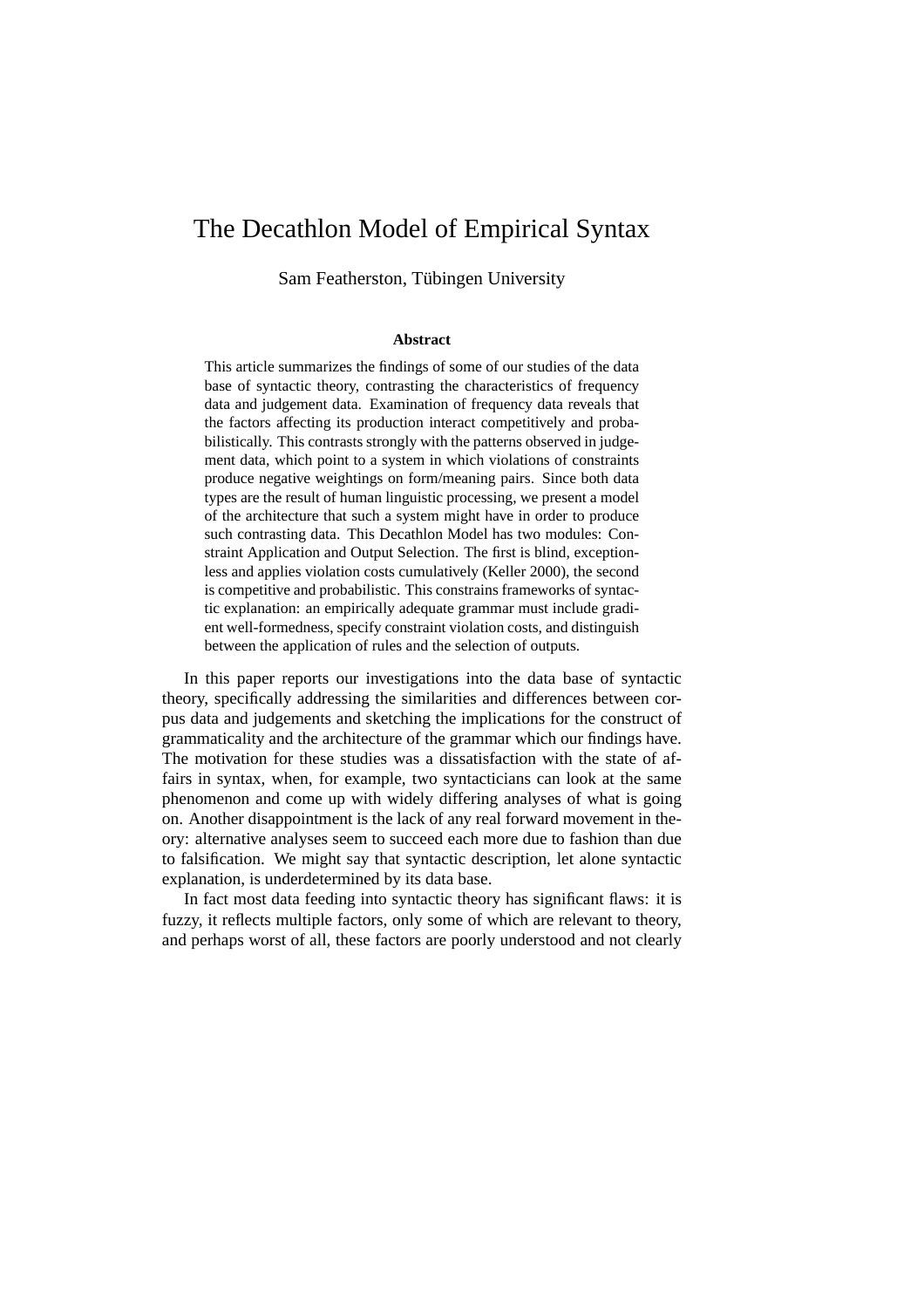# The Decathlon Model of Empirical Syntax

Sam Featherston, Tübingen University

**Abstract**

This article summarizes the findings of some of our studies of the data base of syntactic theory, contrasting the characteristics of frequency data and judgement data. Examination of frequency data reveals that the factors affecting its production interact competitively and probabilistically. This contrasts strongly with the patterns observed in judgement data, which point to a system in which violations of constraints produce negative weightings on form/meaning pairs. Since both data types are the result of human linguistic processing, we present a model of the architecture that such a system might have in order to produce such contrasting data. This Decathlon Model has two modules: Constraint Application and Output Selection. The first is blind, exceptionless and applies violation costs cumulatively (Keller 2000), the second is competitive and probabilistic. This constrains frameworks of syntactic explanation: an empirically adequate grammar must include gradient well-formedness, specify constraint violation costs, and distinguish between the application of rules and the selection of outputs.

In this paper reports our investigations into the data base of syntactic theory, specifically addressing the similarities and differences between corpus data and judgements and sketching the implications for the construct of grammaticality and the architecture of the grammar which our findings have. The motivation for these studies was a dissatisfaction with the state of affairs in syntax, when, for example, two syntacticians can look at the same phenomenon and come up with widely differing analyses of what is going on. Another disappointment is the lack of any real forward movement in theory: alternative analyses seem to succeed each more due to fashion than due to falsification. We might say that syntactic description, let alone syntactic explanation, is underdetermined by its data base.

In fact most data feeding into syntactic theory has significant flaws: it is fuzzy, it reflects multiple factors, only some of which are relevant to theory, and perhaps worst of all, these factors are poorly understood and not clearly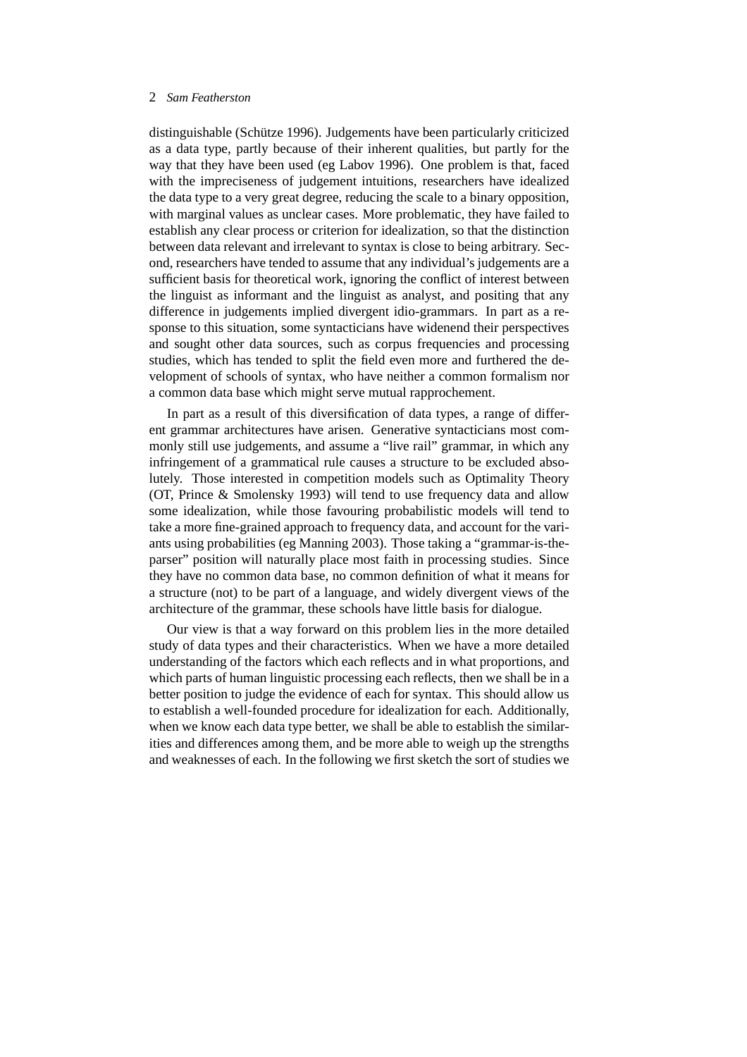distinguishable (Schütze 1996). Judgements have been particularly criticized as a data type, partly because of their inherent qualities, but partly for the way that they have been used (eg Labov 1996). One problem is that, faced with the impreciseness of judgement intuitions, researchers have idealized the data type to a very great degree, reducing the scale to a binary opposition, with marginal values as unclear cases. More problematic, they have failed to establish any clear process or criterion for idealization, so that the distinction between data relevant and irrelevant to syntax is close to being arbitrary. Second, researchers have tended to assume that any individual's judgements are a sufficient basis for theoretical work, ignoring the conflict of interest between the linguist as informant and the linguist as analyst, and positing that any difference in judgements implied divergent idio-grammars. In part as a response to this situation, some syntacticians have widenend their perspectives and sought other data sources, such as corpus frequencies and processing studies, which has tended to split the field even more and furthered the development of schools of syntax, who have neither a common formalism nor a common data base which might serve mutual rapprochement.

In part as a result of this diversification of data types, a range of different grammar architectures have arisen. Generative syntacticians most commonly still use judgements, and assume a "live rail" grammar, in which any infringement of a grammatical rule causes a structure to be excluded absolutely. Those interested in competition models such as Optimality Theory (OT, Prince & Smolensky 1993) will tend to use frequency data and allow some idealization, while those favouring probabilistic models will tend to take a more fine-grained approach to frequency data, and account for the variants using probabilities (eg Manning 2003). Those taking a "grammar-is-the-parser" position will naturally place most faith in processing studies. Since they have no common data base, no common definition of what it means for a structure (not) to be part of a language, and widely divergent views of the architecture of the grammar, these schools have little basis for dialogue.

Our view is that a way forward on this problem lies in the more detailed study of data types and their characteristics. When we have a more detailed understanding of the factors which each reflects and in what proportions, and which parts of human linguistic processing each reflects, then we shall be in a better position to judge the evidence of each for syntax. This should allow us to establish a well-founded procedure for idealization for each. Additionally, when we know each data type better, we shall be able to establish the similarities and differences among them, and be more able to weigh up the strengths and weaknesses of each. In the following we first sketch the sort of studies we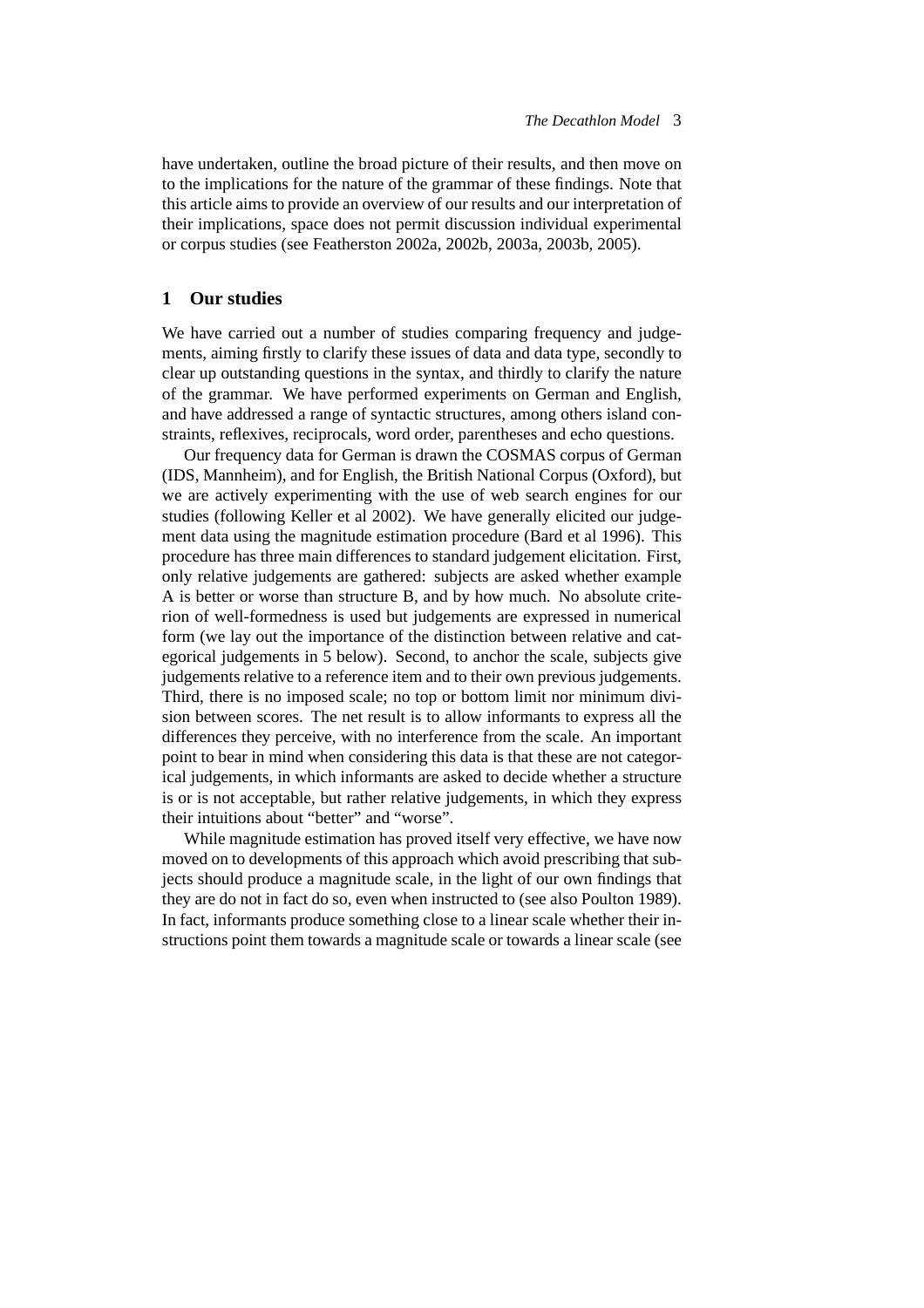have undertaken, outline the broad picture of their results, and then move on to the implications for the nature of the grammar of these findings. Note that this article aims to provide an overview of our results and our interpretation of their implications, space does not permit discussion individual experimental or corpus studies (see Featherston 2002a, 2002b, 2003a, 2003b, 2005).

## 1 Our studies

We have carried out a number of studies comparing frequency and judgements, aiming firstly to clarify these issues of data and data type, secondly to clear up outstanding questions in the syntax, and thirdly to clarify the nature of the grammar. We have performed experiments on German and English, and have addressed a range of syntactic structures, among others island constraints, reflexives, reciprocals, word order, parentheses and echo questions.

Our frequency data for German is drawn the COSMAS corpus of German (IDS, Mannheim), and for English, the British National Corpus (Oxford), but we are actively experimenting with the use of web search engines for our studies (following Keller et al 2002). We have generally elicited our judgement data using the magnitude estimation procedure (Bard et al 1996). This procedure has three main differences to standard judgement elicitation. First, only relative judgements are gathered: subjects are asked whether example A is better or worse than structure B, and by how much. No absolute criterion of well-formedness is used but judgements are expressed in numerical form (we lay out the importance of the distinction between relative and categorical judgements in 5 below). Second, to anchor the scale, subjects give judgements relative to a reference item and to their own previous judgements. Third, there is no imposed scale; no top or bottom limit nor minimum division between scores. The net result is to allow informants to express all the differences they perceive, with no interference from the scale. An important point to bear in mind when considering this data is that these are not categorical judgements, in which informants are asked to decide whether a structure is or is not acceptable, but rather relative judgements, in which they express their intuitions about "better" and "worse".

While magnitude estimation has proved itself very effective, we have now moved on to developments of this approach which avoid prescribing that subjects should produce a magnitude scale, in the light of our own findings that they are do not in fact do so, even when instructed to (see also Poulton 1989). In fact, informants produce something close to a linear scale whether their instructions point them towards a magnitude scale or towards a linear scale (see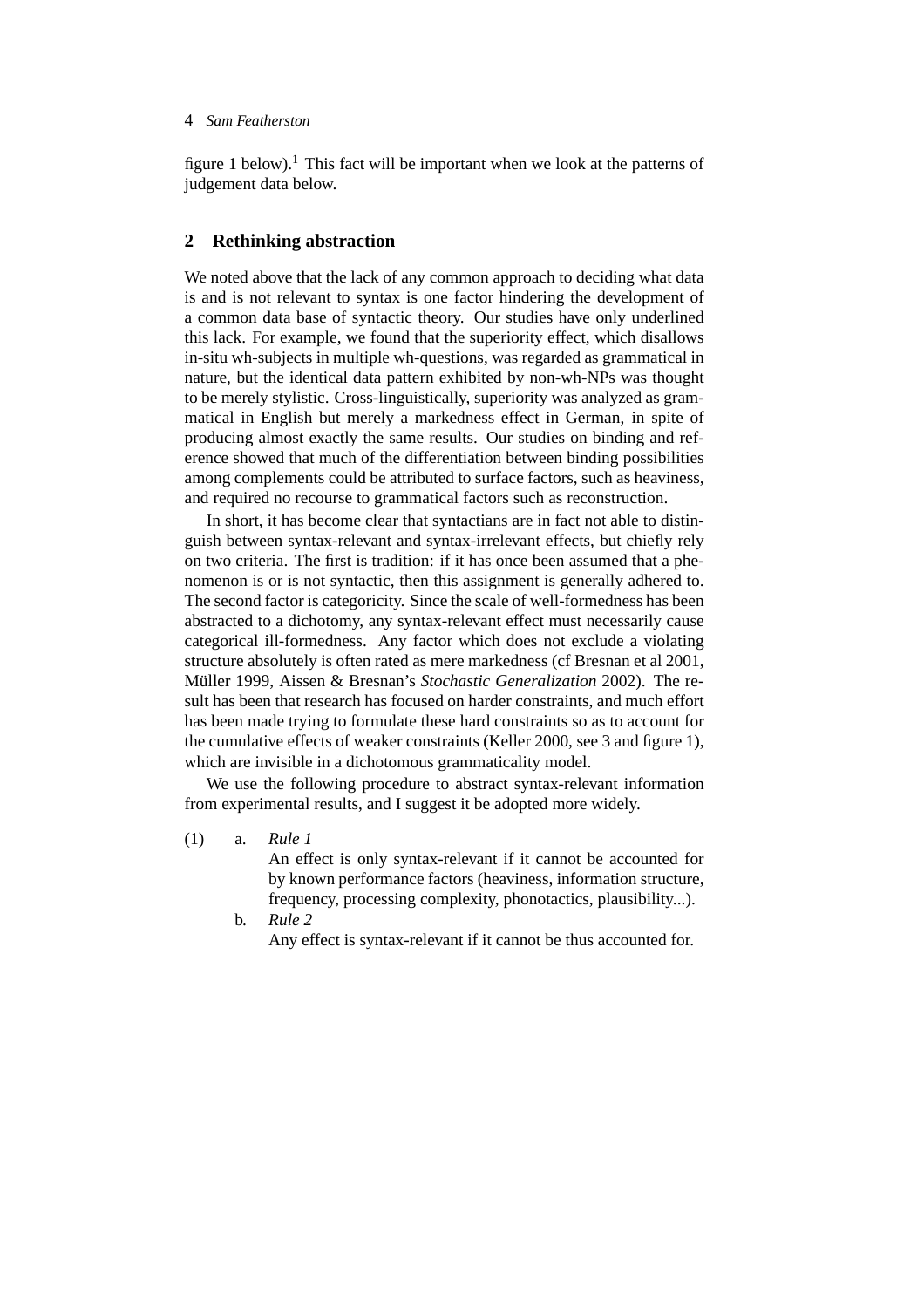figure 1 below).[1] This fact will be important when we look at the patterns of judgement data below.

## 2 Rethinking abstraction

We noted above that the lack of any common approach to deciding what data is and is not relevant to syntax is one factor hindering the development of a common data base of syntactic theory. Our studies have only underlined this lack. For example, we found that the superiority effect, which disallows in-situ wh-subjects in multiple wh-questions, was regarded as grammatical in nature, but the identical data pattern exhibited by non-wh-NPs was thought to be merely stylistic. Cross-linguistically, superiority was analyzed as grammatical in English but merely a markedness effect in German, in spite of producing almost exactly the same results. Our studies on binding and reference showed that much of the differentiation between binding possibilities among complements could be attributed to surface factors, such as heaviness, and required no recourse to grammatical factors such as reconstruction.

In short, it has become clear that syntactians are in fact not able to distinguish between syntax-relevant and syntax-irrelevant effects, but chiefly rely on two criteria. The first is tradition: if it has once been assumed that a phenomenon is or is not syntactic, then this assignment is generally adhered to. The second factor is categoricity. Since the scale of well-formedness has been abstracted to a dichotomy, any syntax-relevant effect must necessarily cause categorical ill-formedness. Any factor which does not exclude a violating structure absolutely is often rated as mere markedness (cf Bresnan et al 2001, Müller 1999, Aissen & Bresnan's *Stochastic Generalization* 2002). The result has been that research has focused on harder constraints, and much effort has been made trying to formulate these hard constraints so as to account for the cumulative effects of weaker constraints (Keller 2000, see 3 and figure 1), which are invisible in a dichotomous grammaticality model.

We use the following procedure to abstract syntax-relevant information from experimental results, and I suggest it be adopted more widely.

(1) a. *Rule 1*
An effect is only syntax-relevant if it cannot be accounted for by known performance factors (heaviness, information structure, frequency, processing complexity, phonotactics, plausibility...).

b. *Rule 2*
Any effect is syntax-relevant if it cannot be thus accounted for.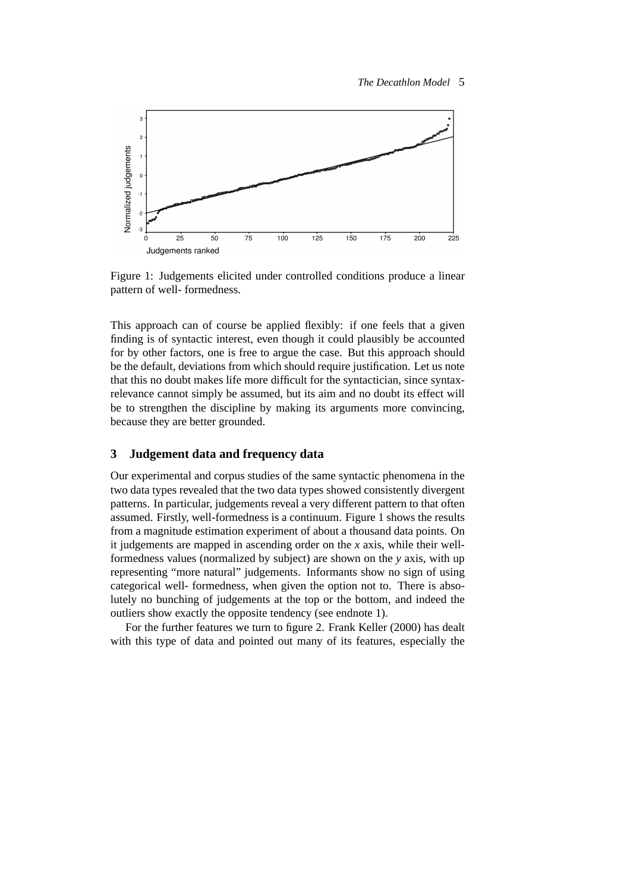Figure 1: Judgements elicited under controlled conditions produce a linear pattern of well- formedness.

This approach can of course be applied flexibly: if one feels that a given finding is of syntactic interest, even though it could plausibly be accounted for by other factors, one is free to argue the case. But this approach should be the default, deviations from which should require justification. Let us note that this no doubt makes life more difficult for the syntactician, since syntax-relevance cannot simply be assumed, but its aim and no doubt its effect will be to strengthen the discipline by making its arguments more convincing, because they are better grounded.

## 3 Judgement data and frequency data

Our experimental and corpus studies of the same syntactic phenomena in the two data types revealed that the two data types showed consistently divergent patterns. In particular, judgements reveal a very different pattern to that often assumed. Firstly, well-formedness is a continuum. Figure 1 shows the results from a magnitude estimation experiment of about a thousand data points. On it judgements are mapped in ascending order on the *x* axis, while their well-formedness values (normalized by subject) are shown on the *y* axis, with up representing "more natural" judgements. Informants show no sign of using categorical well- formedness, when given the option not to. There is absolutely no bunching of judgements at the top or the bottom, and indeed the outliers show exactly the opposite tendency (see endnote 1).

For the further features we turn to figure 2. Frank Keller (2000) has dealt with this type of data and pointed out many of its features, especially the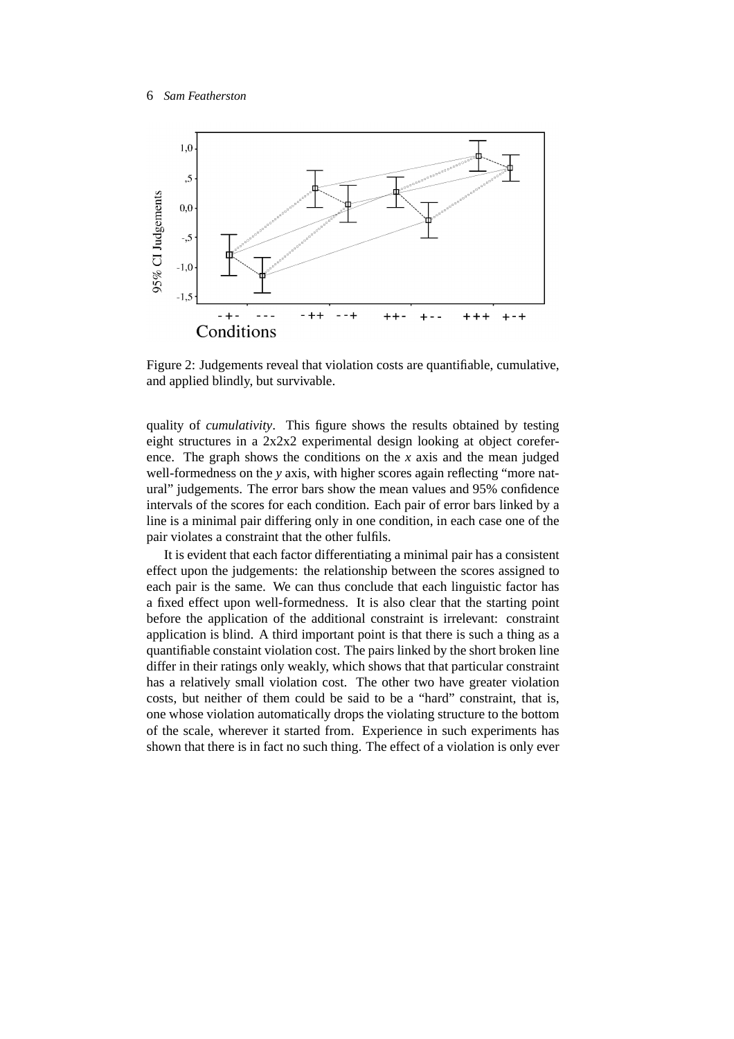Figure 2: Judgements reveal that violation costs are quantifiable, cumulative, and applied blindly, but survivable.

quality of *cumulativity*. This figure shows the results obtained by testing eight structures in a 2x2x2 experimental design looking at object coreference. The graph shows the conditions on the *x* axis and the mean judged well-formedness on the *y* axis, with higher scores again reflecting "more natural" judgements. The error bars show the mean values and 95% confidence intervals of the scores for each condition. Each pair of error bars linked by a line is a minimal pair differing only in one condition, in each case one of the pair violates a constraint that the other fulfils.

It is evident that each factor differentiating a minimal pair has a consistent effect upon the judgements: the relationship between the scores assigned to each pair is the same. We can thus conclude that each linguistic factor has a fixed effect upon well-formedness. It is also clear that the starting point before the application of the additional constraint is irrelevant: constraint application is blind. A third important point is that there is such a thing as a quantifiable constaint violation cost. The pairs linked by the short broken line differ in their ratings only weakly, which shows that that particular constraint has a relatively small violation cost. The other two have greater violation costs, but neither of them could be said to be a "hard" constraint, that is, one whose violation automatically drops the violating structure to the bottom of the scale, wherever it started from. Experience in such experiments has shown that there is in fact no such thing. The effect of a violation is only ever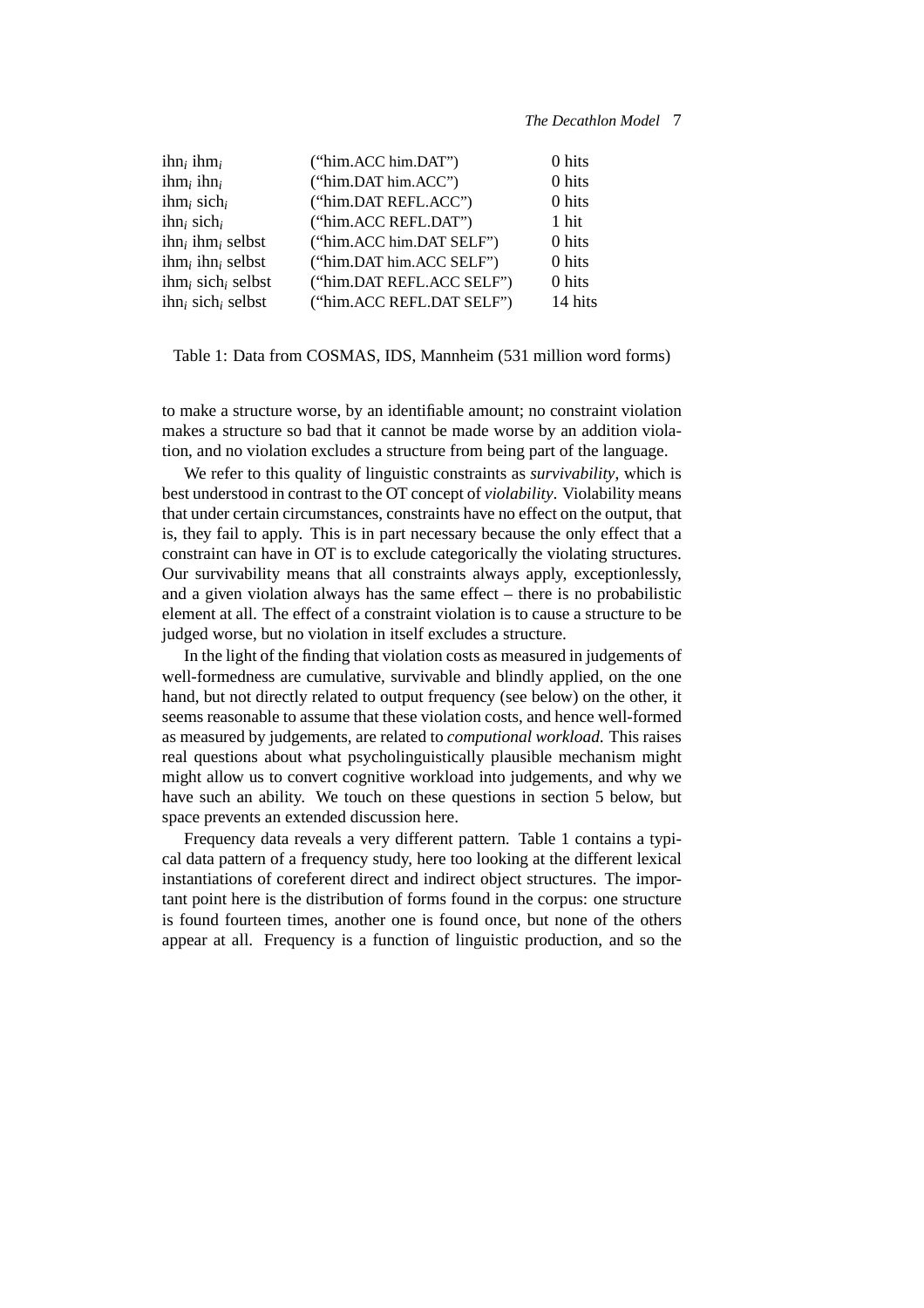| | | |
|---|---|---|
| ihn$_i$ ihm$_i$ | ("him.ACC him.DAT") | 0 hits |
| ihm$_i$ ihn$_i$ | ("him.DAT him.ACC") | 0 hits |
| ihm$_i$ sich$_i$ | ("him.DAT REFL.ACC") | 0 hits |
| ihn$_i$ sich$_i$ | ("him.ACC REFL.DAT") | 1 hit |
| ihn$_i$ ihm$_i$ selbst | ("him.ACC him.DAT SELF") | 0 hits |
| ihm$_i$ ihn$_i$ selbst | ("him.DAT him.ACC SELF") | 0 hits |
| ihm$_i$ sich$_i$ selbst | ("him.DAT REFL.ACC SELF") | 0 hits |
| ihn$_i$ sich$_i$ selbst | ("him.ACC REFL.DAT SELF") | 14 hits |

Table 1: Data from COSMAS, IDS, Mannheim (531 million word forms)

to make a structure worse, by an identifiable amount; no constraint violation makes a structure so bad that it cannot be made worse by an addition violation, and no violation excludes a structure from being part of the language.

We refer to this quality of linguistic constraints as *survivability*, which is best understood in contrast to the OT concept of *violability*. Violability means that under certain circumstances, constraints have no effect on the output, that is, they fail to apply. This is in part necessary because the only effect that a constraint can have in OT is to exclude categorically the violating structures. Our survivability means that all constraints always apply, exceptionlessly, and a given violation always has the same effect – there is no probabilistic element at all. The effect of a constraint violation is to cause a structure to be judged worse, but no violation in itself excludes a structure.

In the light of the finding that violation costs as measured in judgements of well-formedness are cumulative, survivable and blindly applied, on the one hand, but not directly related to output frequency (see below) on the other, it seems reasonable to assume that these violation costs, and hence well-formed as measured by judgements, are related to *computional workload.* This raises real questions about what psycholinguistically plausible mechanism might might allow us to convert cognitive workload into judgements, and why we have such an ability. We touch on these questions in section 5 below, but space prevents an extended discussion here.

Frequency data reveals a very different pattern. Table 1 contains a typical data pattern of a frequency study, here too looking at the different lexical instantiations of coreferent direct and indirect object structures. The important point here is the distribution of forms found in the corpus: one structure is found fourteen times, another one is found once, but none of the others appear at all. Frequency is a function of linguistic production, and so the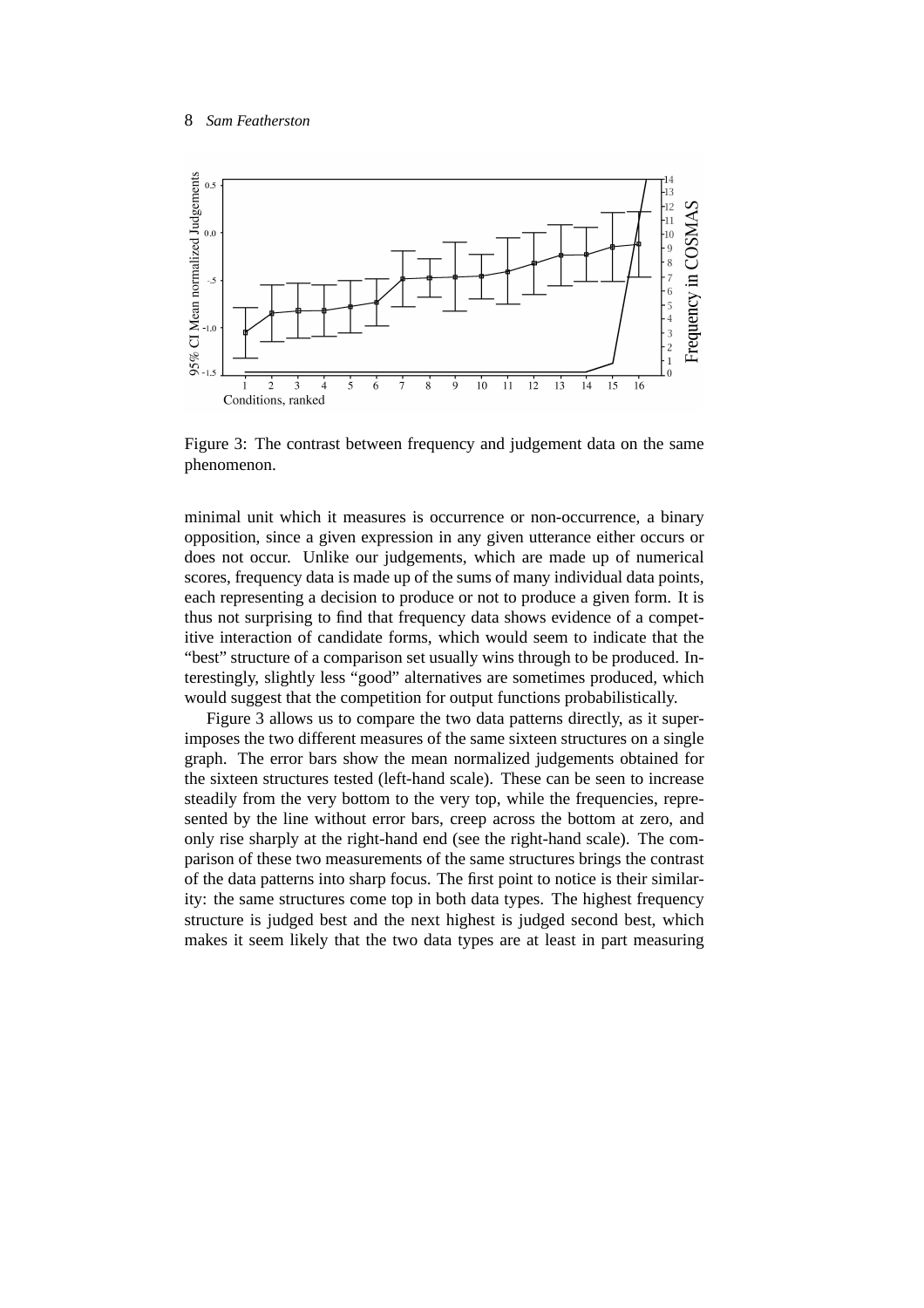Figure 3: The contrast between frequency and judgement data on the same phenomenon.

minimal unit which it measures is occurrence or non-occurrence, a binary opposition, since a given expression in any given utterance either occurs or does not occur. Unlike our judgements, which are made up of numerical scores, frequency data is made up of the sums of many individual data points, each representing a decision to produce or not to produce a given form. It is thus not surprising to find that frequency data shows evidence of a competitive interaction of candidate forms, which would seem to indicate that the "best" structure of a comparison set usually wins through to be produced. Interestingly, slightly less "good" alternatives are sometimes produced, which would suggest that the competition for output functions probabilistically.

Figure 3 allows us to compare the two data patterns directly, as it superimposes the two different measures of the same sixteen structures on a single graph. The error bars show the mean normalized judgements obtained for the sixteen structures tested (left-hand scale). These can be seen to increase steadily from the very bottom to the very top, while the frequencies, represented by the line without error bars, creep across the bottom at zero, and only rise sharply at the right-hand end (see the right-hand scale). The comparison of these two measurements of the same structures brings the contrast of the data patterns into sharp focus. The first point to notice is their similarity: the same structures come top in both data types. The highest frequency structure is judged best and the next highest is judged second best, which makes it seem likely that the two data types are at least in part measuring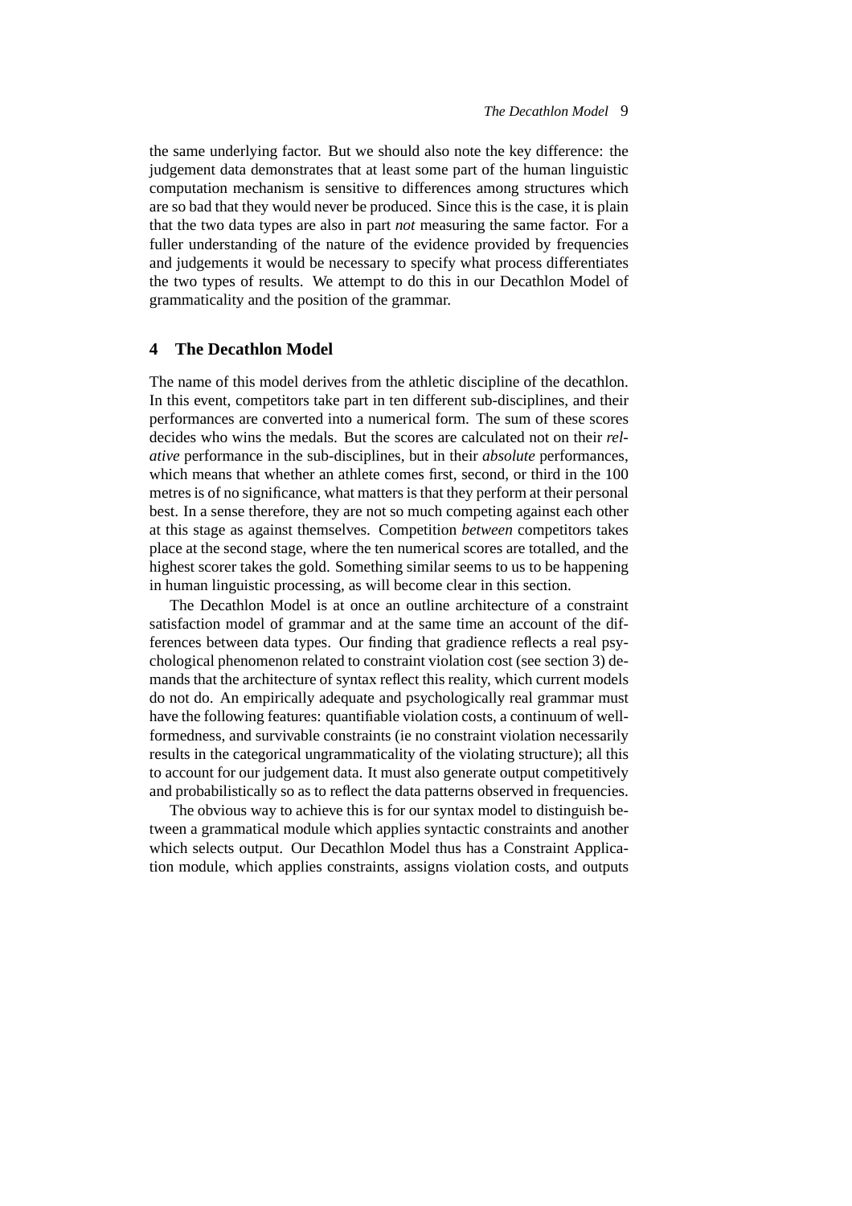the same underlying factor. But we should also note the key difference: the judgement data demonstrates that at least some part of the human linguistic computation mechanism is sensitive to differences among structures which are so bad that they would never be produced. Since this is the case, it is plain that the two data types are also in part *not* measuring the same factor. For a fuller understanding of the nature of the evidence provided by frequencies and judgements it would be necessary to specify what process differentiates the two types of results. We attempt to do this in our Decathlon Model of grammaticality and the position of the grammar.

## 4 The Decathlon Model

The name of this model derives from the athletic discipline of the decathlon. In this event, competitors take part in ten different sub-disciplines, and their performances are converted into a numerical form. The sum of these scores decides who wins the medals. But the scores are calculated not on their *relative* performance in the sub-disciplines, but in their *absolute* performances, which means that whether an athlete comes first, second, or third in the 100 metres is of no significance, what matters is that they perform at their personal best. In a sense therefore, they are not so much competing against each other at this stage as against themselves. Competition *between* competitors takes place at the second stage, where the ten numerical scores are totalled, and the highest scorer takes the gold. Something similar seems to us to be happening in human linguistic processing, as will become clear in this section.

The Decathlon Model is at once an outline architecture of a constraint satisfaction model of grammar and at the same time an account of the differences between data types. Our finding that gradience reflects a real psychological phenomenon related to constraint violation cost (see section 3) demands that the architecture of syntax reflect this reality, which current models do not do. An empirically adequate and psychologically real grammar must have the following features: quantifiable violation costs, a continuum of well-formedness, and survivable constraints (ie no constraint violation necessarily results in the categorical ungrammaticality of the violating structure); all this to account for our judgement data. It must also generate output competitively and probabilistically so as to reflect the data patterns observed in frequencies.

The obvious way to achieve this is for our syntax model to distinguish between a grammatical module which applies syntactic constraints and another which selects output. Our Decathlon Model thus has a Constraint Application module, which applies constraints, assigns violation costs, and outputs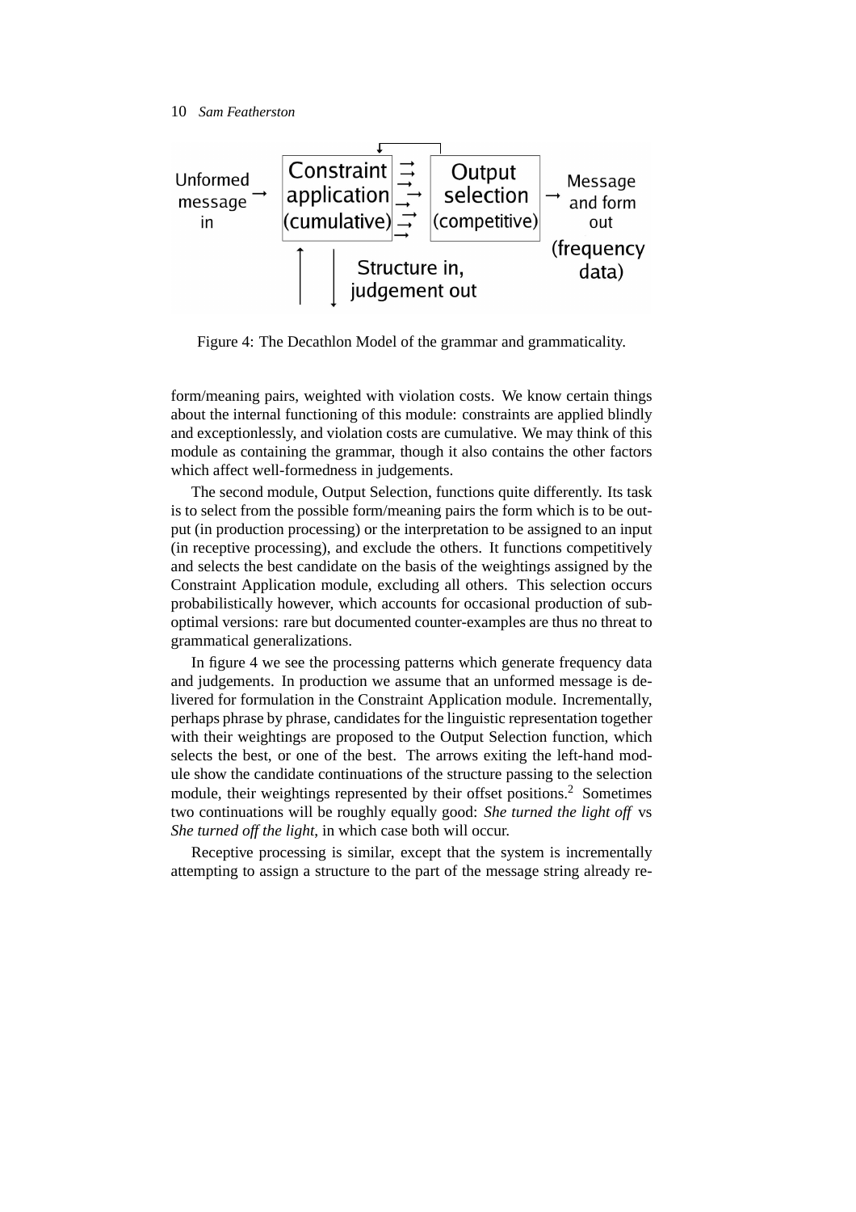Figure 4: The Decathlon Model of the grammar and grammaticality.

form/meaning pairs, weighted with violation costs. We know certain things about the internal functioning of this module: constraints are applied blindly and exceptionlessly, and violation costs are cumulative. We may think of this module as containing the grammar, though it also contains the other factors which affect well-formedness in judgements.

The second module, Output Selection, functions quite differently. Its task is to select from the possible form/meaning pairs the form which is to be output (in production processing) or the interpretation to be assigned to an input (in receptive processing), and exclude the others. It functions competitively and selects the best candidate on the basis of the weightings assigned by the Constraint Application module, excluding all others. This selection occurs probabilistically however, which accounts for occasional production of suboptimal versions: rare but documented counter-examples are thus no threat to grammatical generalizations.

In figure 4 we see the processing patterns which generate frequency data and judgements. In production we assume that an unformed message is delivered for formulation in the Constraint Application module. Incrementally, perhaps phrase by phrase, candidates for the linguistic representation together with their weightings are proposed to the Output Selection function, which selects the best, or one of the best. The arrows exiting the left-hand module show the candidate continuations of the structure passing to the selection module, their weightings represented by their offset positions.[2] Sometimes two continuations will be roughly equally good: *She turned the light off* vs *She turned off the light*, in which case both will occur.

Receptive processing is similar, except that the system is incrementally attempting to assign a structure to the part of the message string already re-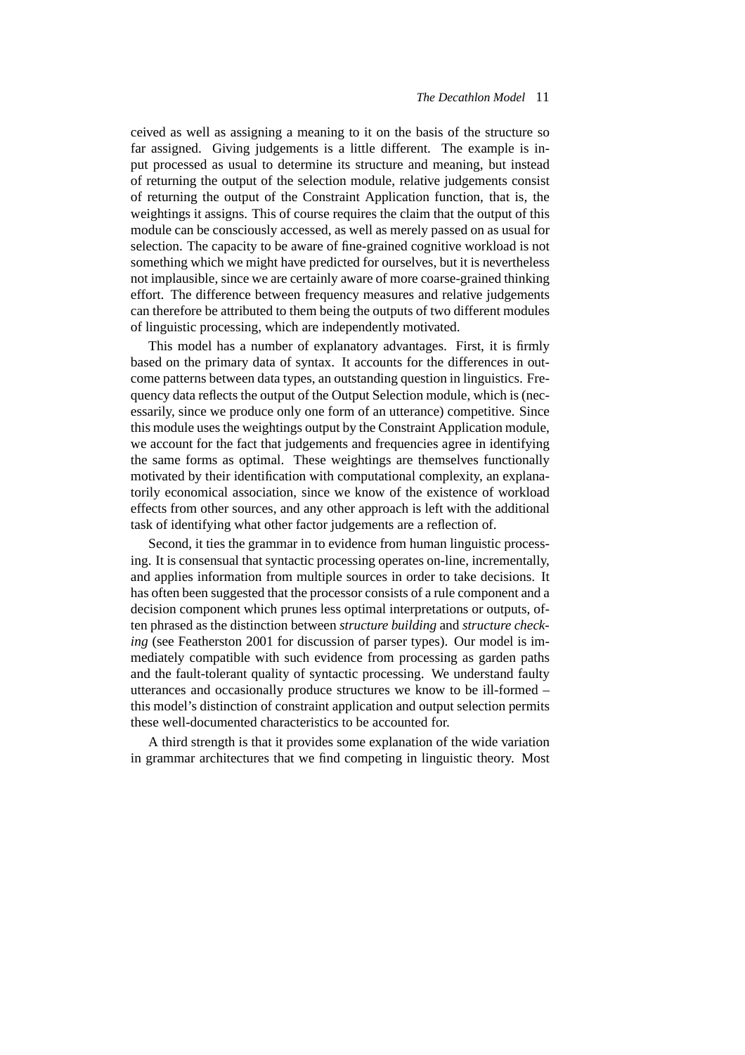ceived as well as assigning a meaning to it on the basis of the structure so far assigned. Giving judgements is a little different. The example is input processed as usual to determine its structure and meaning, but instead of returning the output of the selection module, relative judgements consist of returning the output of the Constraint Application function, that is, the weightings it assigns. This of course requires the claim that the output of this module can be consciously accessed, as well as merely passed on as usual for selection. The capacity to be aware of fine-grained cognitive workload is not something which we might have predicted for ourselves, but it is nevertheless not implausible, since we are certainly aware of more coarse-grained thinking effort. The difference between frequency measures and relative judgements can therefore be attributed to them being the outputs of two different modules of linguistic processing, which are independently motivated.

This model has a number of explanatory advantages. First, it is firmly based on the primary data of syntax. It accounts for the differences in outcome patterns between data types, an outstanding question in linguistics. Frequency data reflects the output of the Output Selection module, which is (necessarily, since we produce only one form of an utterance) competitive. Since this module uses the weightings output by the Constraint Application module, we account for the fact that judgements and frequencies agree in identifying the same forms as optimal. These weightings are themselves functionally motivated by their identification with computational complexity, an explanatorily economical association, since we know of the existence of workload effects from other sources, and any other approach is left with the additional task of identifying what other factor judgements are a reflection of.

Second, it ties the grammar in to evidence from human linguistic processing. It is consensual that syntactic processing operates on-line, incrementally, and applies information from multiple sources in order to take decisions. It has often been suggested that the processor consists of a rule component and a decision component which prunes less optimal interpretations or outputs, often phrased as the distinction between *structure building* and *structure checking* (see Featherston 2001 for discussion of parser types). Our model is immediately compatible with such evidence from processing as garden paths and the fault-tolerant quality of syntactic processing. We understand faulty utterances and occasionally produce structures we know to be ill-formed – this model's distinction of constraint application and output selection permits these well-documented characteristics to be accounted for.

A third strength is that it provides some explanation of the wide variation in grammar architectures that we find competing in linguistic theory. Most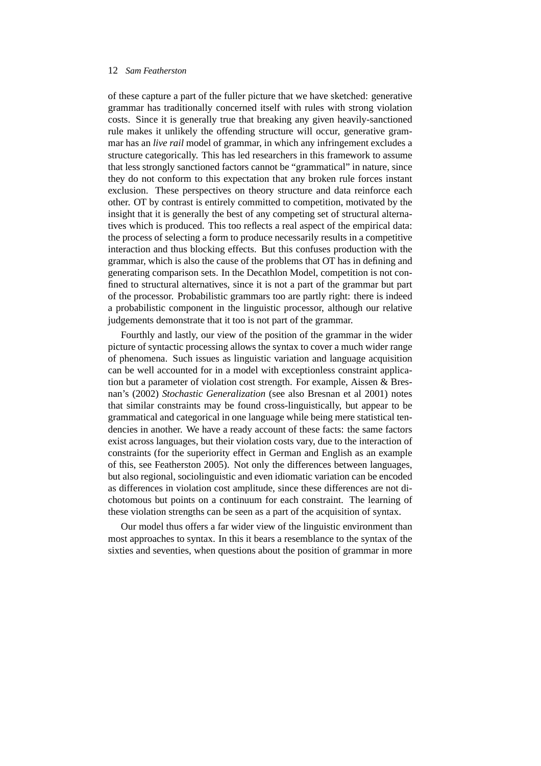of these capture a part of the fuller picture that we have sketched: generative grammar has traditionally concerned itself with rules with strong violation costs. Since it is generally true that breaking any given heavily-sanctioned rule makes it unlikely the offending structure will occur, generative grammar has an *live rail* model of grammar, in which any infringement excludes a structure categorically. This has led researchers in this framework to assume that less strongly sanctioned factors cannot be "grammatical" in nature, since they do not conform to this expectation that any broken rule forces instant exclusion. These perspectives on theory structure and data reinforce each other. OT by contrast is entirely committed to competition, motivated by the insight that it is generally the best of any competing set of structural alternatives which is produced. This too reflects a real aspect of the empirical data: the process of selecting a form to produce necessarily results in a competitive interaction and thus blocking effects. But this confuses production with the grammar, which is also the cause of the problems that OT has in defining and generating comparison sets. In the Decathlon Model, competition is not confined to structural alternatives, since it is not a part of the grammar but part of the processor. Probabilistic grammars too are partly right: there is indeed a probabilistic component in the linguistic processor, although our relative judgements demonstrate that it too is not part of the grammar.

Fourthly and lastly, our view of the position of the grammar in the wider picture of syntactic processing allows the syntax to cover a much wider range of phenomena. Such issues as linguistic variation and language acquisition can be well accounted for in a model with exceptionless constraint application but a parameter of violation cost strength. For example, Aissen & Bresnan's (2002) *Stochastic Generalization* (see also Bresnan et al 2001) notes that similar constraints may be found cross-linguistically, but appear to be grammatical and categorical in one language while being mere statistical tendencies in another. We have a ready account of these facts: the same factors exist across languages, but their violation costs vary, due to the interaction of constraints (for the superiority effect in German and English as an example of this, see Featherston 2005). Not only the differences between languages, but also regional, sociolinguistic and even idiomatic variation can be encoded as differences in violation cost amplitude, since these differences are not dichotomous but points on a continuum for each constraint. The learning of these violation strengths can be seen as a part of the acquisition of syntax.

Our model thus offers a far wider view of the linguistic environment than most approaches to syntax. In this it bears a resemblance to the syntax of the sixties and seventies, when questions about the position of grammar in more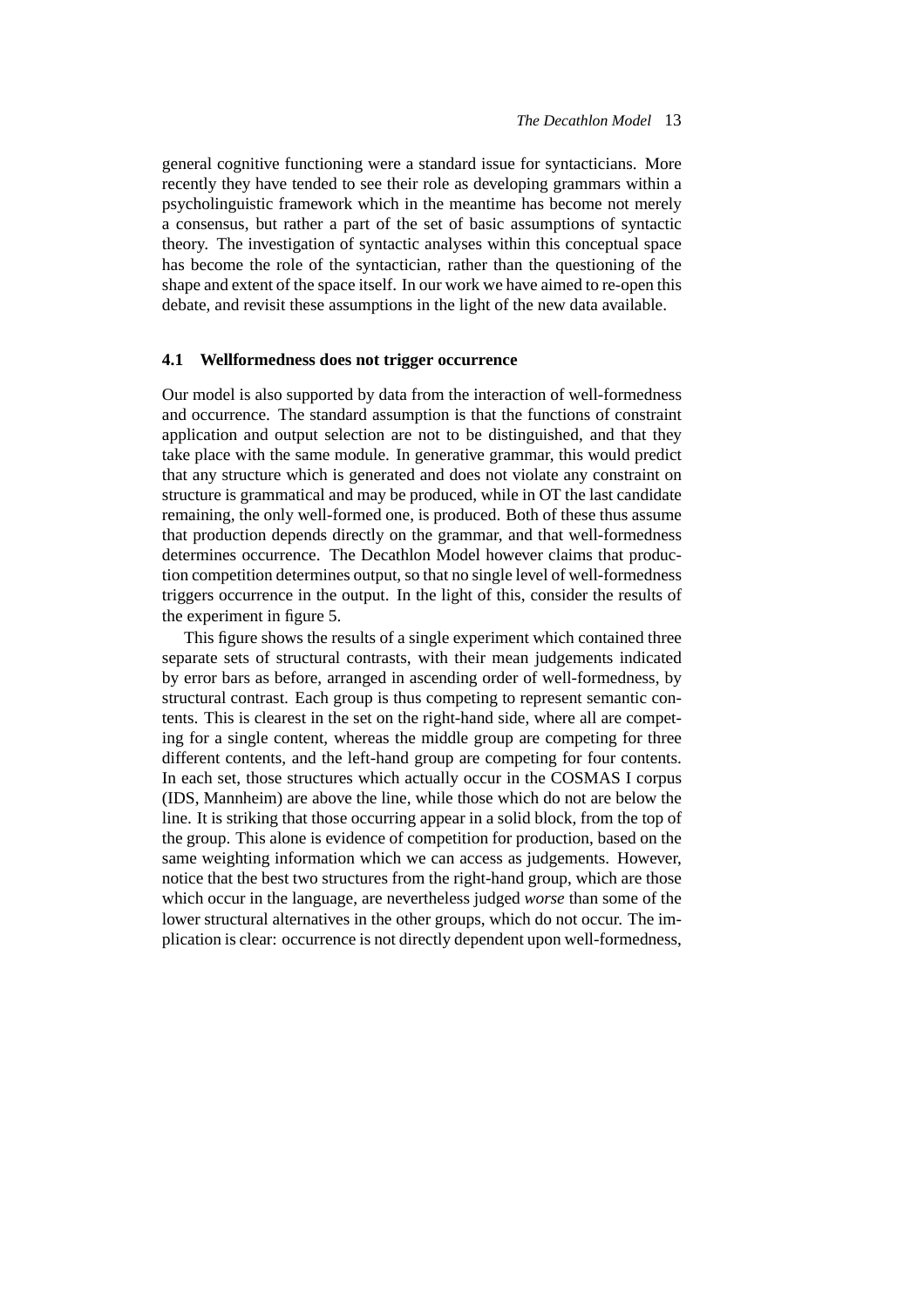general cognitive functioning were a standard issue for syntacticians. More recently they have tended to see their role as developing grammars within a psycholinguistic framework which in the meantime has become not merely a consensus, but rather a part of the set of basic assumptions of syntactic theory. The investigation of syntactic analyses within this conceptual space has become the role of the syntactician, rather than the questioning of the shape and extent of the space itself. In our work we have aimed to re-open this debate, and revisit these assumptions in the light of the new data available.

### 4.1 Wellformedness does not trigger occurrence

Our model is also supported by data from the interaction of well-formedness and occurrence. The standard assumption is that the functions of constraint application and output selection are not to be distinguished, and that they take place with the same module. In generative grammar, this would predict that any structure which is generated and does not violate any constraint on structure is grammatical and may be produced, while in OT the last candidate remaining, the only well-formed one, is produced. Both of these thus assume that production depends directly on the grammar, and that well-formedness determines occurrence. The Decathlon Model however claims that production competition determines output, so that no single level of well-formedness triggers occurrence in the output. In the light of this, consider the results of the experiment in figure 5.

This figure shows the results of a single experiment which contained three separate sets of structural contrasts, with their mean judgements indicated by error bars as before, arranged in ascending order of well-formedness, by structural contrast. Each group is thus competing to represent semantic contents. This is clearest in the set on the right-hand side, where all are competing for a single content, whereas the middle group are competing for three different contents, and the left-hand group are competing for four contents. In each set, those structures which actually occur in the COSMAS I corpus (IDS, Mannheim) are above the line, while those which do not are below the line. It is striking that those occurring appear in a solid block, from the top of the group. This alone is evidence of competition for production, based on the same weighting information which we can access as judgements. However, notice that the best two structures from the right-hand group, which are those which occur in the language, are nevertheless judged *worse* than some of the lower structural alternatives in the other groups, which do not occur. The implication is clear: occurrence is not directly dependent upon well-formedness,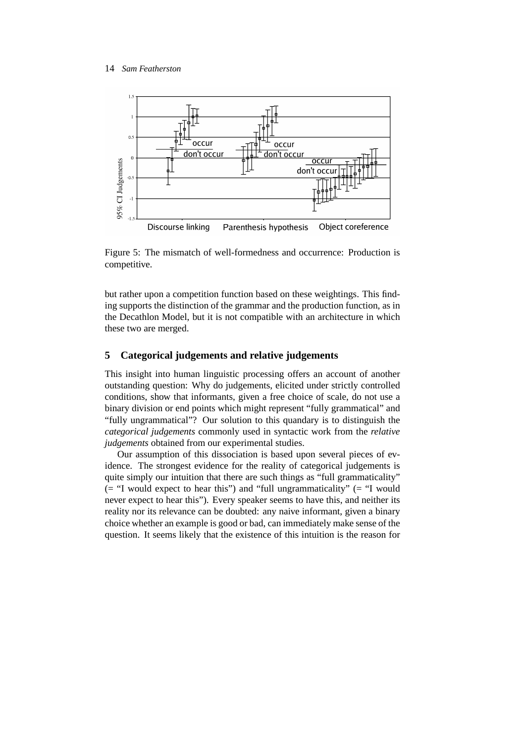Figure 5: The mismatch of well-formedness and occurrence: Production is competitive.

but rather upon a competition function based on these weightings. This finding supports the distinction of the grammar and the production function, as in the Decathlon Model, but it is not compatible with an architecture in which these two are merged.

## 5 Categorical judgements and relative judgements

This insight into human linguistic processing offers an account of another outstanding question: Why do judgements, elicited under strictly controlled conditions, show that informants, given a free choice of scale, do not use a binary division or end points which might represent "fully grammatical" and "fully ungrammatical"? Our solution to this quandary is to distinguish the *categorical judgements* commonly used in syntactic work from the *relative judgements* obtained from our experimental studies.

Our assumption of this dissociation is based upon several pieces of evidence. The strongest evidence for the reality of categorical judgements is quite simply our intuition that there are such things as "full grammaticality" (= "I would expect to hear this") and "full ungrammaticality" (= "I would never expect to hear this"). Every speaker seems to have this, and neither its reality nor its relevance can be doubted: any naive informant, given a binary choice whether an example is good or bad, can immediately make sense of the question. It seems likely that the existence of this intuition is the reason for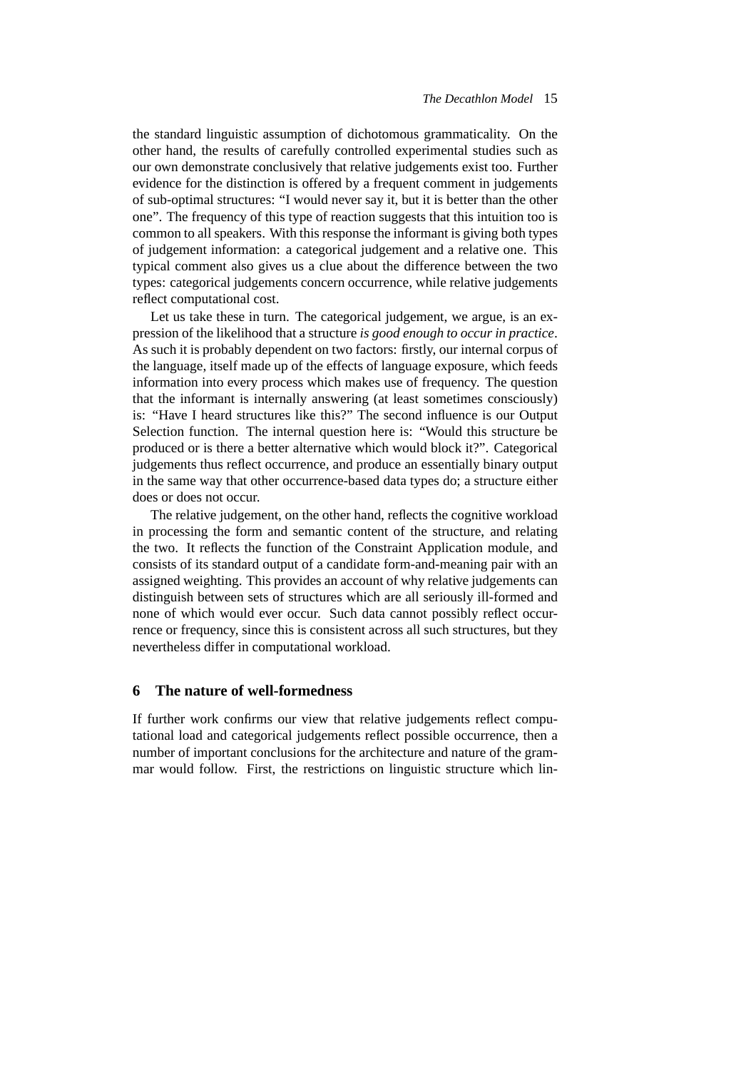the standard linguistic assumption of dichotomous grammaticality. On the other hand, the results of carefully controlled experimental studies such as our own demonstrate conclusively that relative judgements exist too. Further evidence for the distinction is offered by a frequent comment in judgements of sub-optimal structures: "I would never say it, but it is better than the other one". The frequency of this type of reaction suggests that this intuition too is common to all speakers. With this response the informant is giving both types of judgement information: a categorical judgement and a relative one. This typical comment also gives us a clue about the difference between the two types: categorical judgements concern occurrence, while relative judgements reflect computational cost.

Let us take these in turn. The categorical judgement, we argue, is an expression of the likelihood that a structure *is good enough to occur in practice*. As such it is probably dependent on two factors: firstly, our internal corpus of the language, itself made up of the effects of language exposure, which feeds information into every process which makes use of frequency. The question that the informant is internally answering (at least sometimes consciously) is: "Have I heard structures like this?" The second influence is our Output Selection function. The internal question here is: "Would this structure be produced or is there a better alternative which would block it?". Categorical judgements thus reflect occurrence, and produce an essentially binary output in the same way that other occurrence-based data types do; a structure either does or does not occur.

The relative judgement, on the other hand, reflects the cognitive workload in processing the form and semantic content of the structure, and relating the two. It reflects the function of the Constraint Application module, and consists of its standard output of a candidate form-and-meaning pair with an assigned weighting. This provides an account of why relative judgements can distinguish between sets of structures which are all seriously ill-formed and none of which would ever occur. Such data cannot possibly reflect occurrence or frequency, since this is consistent across all such structures, but they nevertheless differ in computational workload.

## 6 The nature of well-formedness

If further work confirms our view that relative judgements reflect computational load and categorical judgements reflect possible occurrence, then a number of important conclusions for the architecture and nature of the grammar would follow. First, the restrictions on linguistic structure which lin-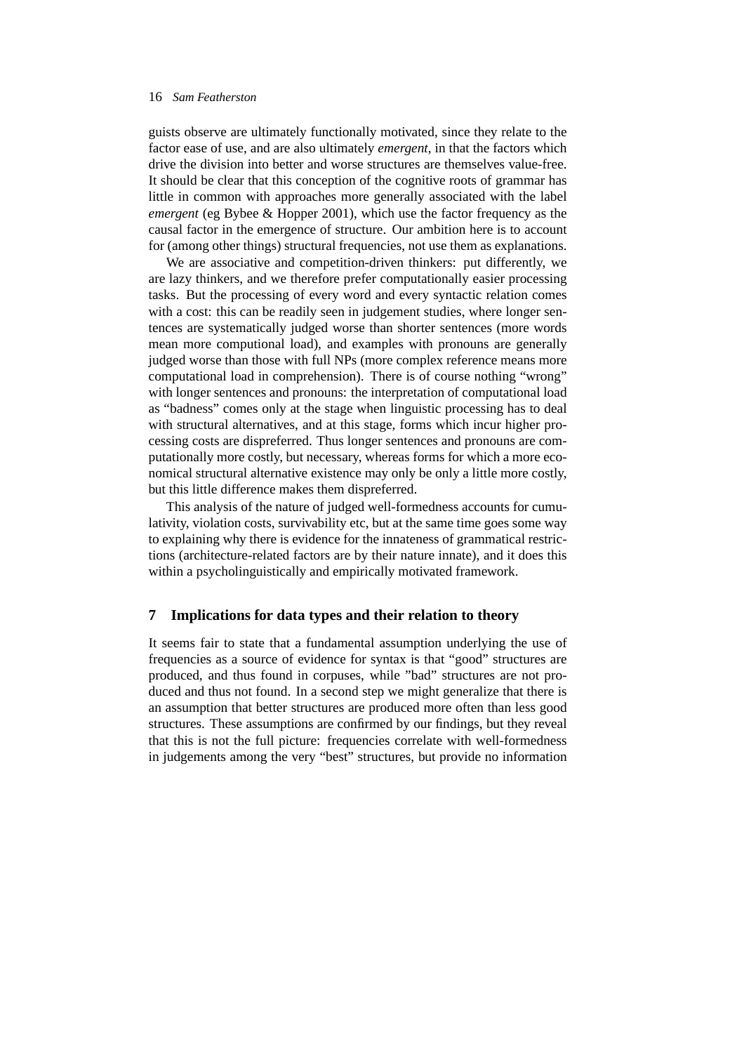guists observe are ultimately functionally motivated, since they relate to the factor ease of use, and are also ultimately *emergent*, in that the factors which drive the division into better and worse structures are themselves value-free. It should be clear that this conception of the cognitive roots of grammar has little in common with approaches more generally associated with the label *emergent* (eg Bybee & Hopper 2001), which use the factor frequency as the causal factor in the emergence of structure. Our ambition here is to account for (among other things) structural frequencies, not use them as explanations.

We are associative and competition-driven thinkers: put differently, we are lazy thinkers, and we therefore prefer computationally easier processing tasks. But the processing of every word and every syntactic relation comes with a cost: this can be readily seen in judgement studies, where longer sentences are systematically judged worse than shorter sentences (more words mean more computional load), and examples with pronouns are generally judged worse than those with full NPs (more complex reference means more computational load in comprehension). There is of course nothing "wrong" with longer sentences and pronouns: the interpretation of computational load as "badness" comes only at the stage when linguistic processing has to deal with structural alternatives, and at this stage, forms which incur higher processing costs are dispreferred. Thus longer sentences and pronouns are computationally more costly, but necessary, whereas forms for which a more economical structural alternative existence may only be only a little more costly, but this little difference makes them dispreferred.

This analysis of the nature of judged well-formedness accounts for cumulativity, violation costs, survivability etc, but at the same time goes some way to explaining why there is evidence for the innateness of grammatical restrictions (architecture-related factors are by their nature innate), and it does this within a psycholinguistically and empirically motivated framework.

## 7 Implications for data types and their relation to theory

It seems fair to state that a fundamental assumption underlying the use of frequencies as a source of evidence for syntax is that "good" structures are produced, and thus found in corpuses, while "bad" structures are not produced and thus not found. In a second step we might generalize that there is an assumption that better structures are produced more often than less good structures. These assumptions are confirmed by our findings, but they reveal that this is not the full picture: frequencies correlate with well-formedness in judgements among the very "best" structures, but provide no information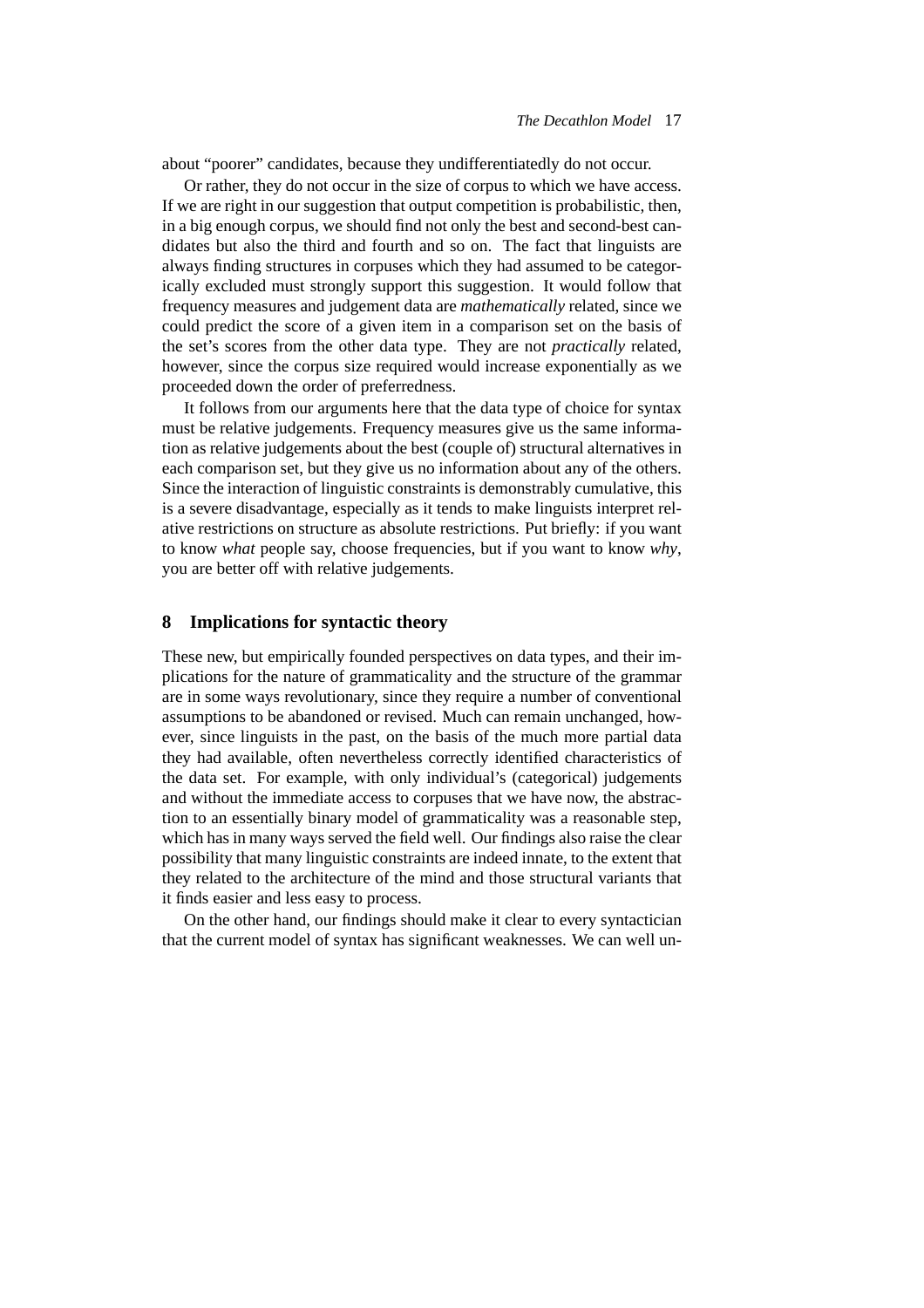about "poorer" candidates, because they undifferentiatedly do not occur.

Or rather, they do not occur in the size of corpus to which we have access. If we are right in our suggestion that output competition is probabilistic, then, in a big enough corpus, we should find not only the best and second-best candidates but also the third and fourth and so on. The fact that linguists are always finding structures in corpuses which they had assumed to be categorically excluded must strongly support this suggestion. It would follow that frequency measures and judgement data are *mathematically* related, since we could predict the score of a given item in a comparison set on the basis of the set's scores from the other data type. They are not *practically* related, however, since the corpus size required would increase exponentially as we proceeded down the order of preferredness.

It follows from our arguments here that the data type of choice for syntax must be relative judgements. Frequency measures give us the same information as relative judgements about the best (couple of) structural alternatives in each comparison set, but they give us no information about any of the others. Since the interaction of linguistic constraints is demonstrably cumulative, this is a severe disadvantage, especially as it tends to make linguists interpret relative restrictions on structure as absolute restrictions. Put briefly: if you want to know *what* people say, choose frequencies, but if you want to know *why*, you are better off with relative judgements.

## 8 Implications for syntactic theory

These new, but empirically founded perspectives on data types, and their implications for the nature of grammaticality and the structure of the grammar are in some ways revolutionary, since they require a number of conventional assumptions to be abandoned or revised. Much can remain unchanged, however, since linguists in the past, on the basis of the much more partial data they had available, often nevertheless correctly identified characteristics of the data set. For example, with only individual's (categorical) judgements and without the immediate access to corpuses that we have now, the abstraction to an essentially binary model of grammaticality was a reasonable step, which has in many ways served the field well. Our findings also raise the clear possibility that many linguistic constraints are indeed innate, to the extent that they related to the architecture of the mind and those structural variants that it finds easier and less easy to process.

On the other hand, our findings should make it clear to every syntactician that the current model of syntax has significant weaknesses. We can well un-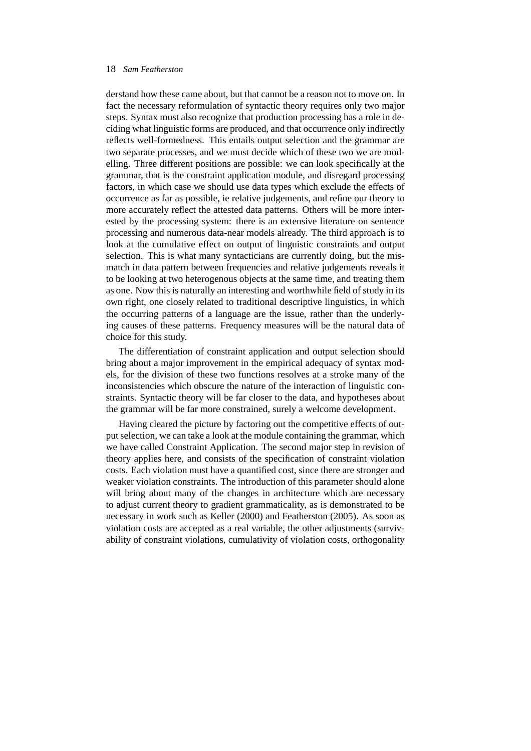derstand how these came about, but that cannot be a reason not to move on. In fact the necessary reformulation of syntactic theory requires only two major steps. Syntax must also recognize that production processing has a role in deciding what linguistic forms are produced, and that occurrence only indirectly reflects well-formedness. This entails output selection and the grammar are two separate processes, and we must decide which of these two we are modelling. Three different positions are possible: we can look specifically at the grammar, that is the constraint application module, and disregard processing factors, in which case we should use data types which exclude the effects of occurrence as far as possible, ie relative judgements, and refine our theory to more accurately reflect the attested data patterns. Others will be more interested by the processing system: there is an extensive literature on sentence processing and numerous data-near models already. The third approach is to look at the cumulative effect on output of linguistic constraints and output selection. This is what many syntacticians are currently doing, but the mismatch in data pattern between frequencies and relative judgements reveals it to be looking at two heterogenous objects at the same time, and treating them as one. Now this is naturally an interesting and worthwhile field of study in its own right, one closely related to traditional descriptive linguistics, in which the occurring patterns of a language are the issue, rather than the underlying causes of these patterns. Frequency measures will be the natural data of choice for this study.

The differentiation of constraint application and output selection should bring about a major improvement in the empirical adequacy of syntax models, for the division of these two functions resolves at a stroke many of the inconsistencies which obscure the nature of the interaction of linguistic constraints. Syntactic theory will be far closer to the data, and hypotheses about the grammar will be far more constrained, surely a welcome development.

Having cleared the picture by factoring out the competitive effects of output selection, we can take a look at the module containing the grammar, which we have called Constraint Application. The second major step in revision of theory applies here, and consists of the specification of constraint violation costs. Each violation must have a quantified cost, since there are stronger and weaker violation constraints. The introduction of this parameter should alone will bring about many of the changes in architecture which are necessary to adjust current theory to gradient grammaticality, as is demonstrated to be necessary in work such as Keller (2000) and Featherston (2005). As soon as violation costs are accepted as a real variable, the other adjustments (survivability of constraint violations, cumulativity of violation costs, orthogonality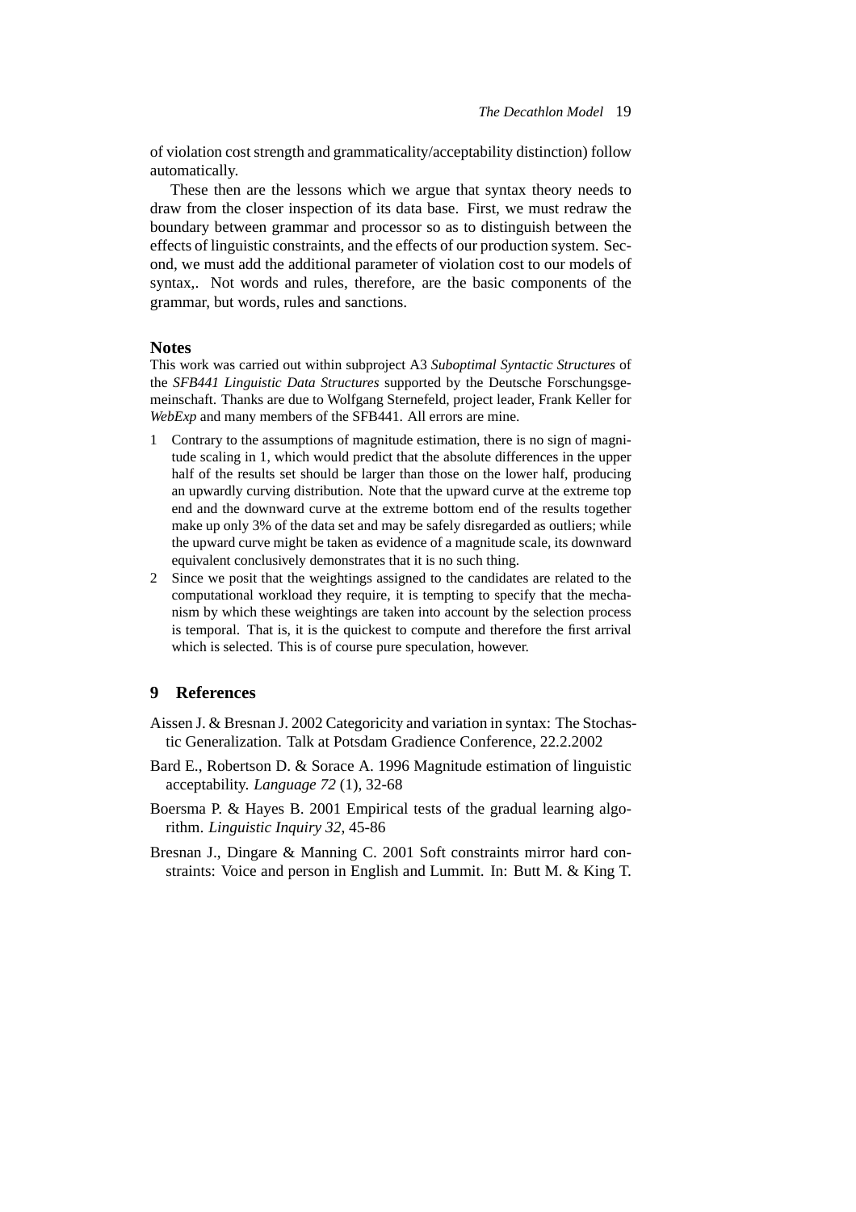of violation cost strength and grammaticality/acceptability distinction) follow automatically.

These then are the lessons which we argue that syntax theory needs to draw from the closer inspection of its data base. First, we must redraw the boundary between grammar and processor so as to distinguish between the effects of linguistic constraints, and the effects of our production system. Second, we must add the additional parameter of violation cost to our models of syntax,. Not words and rules, therefore, are the basic components of the grammar, but words, rules and sanctions.

### Notes

This work was carried out within subproject A3 *Suboptimal Syntactic Structures* of the *SFB441 Linguistic Data Structures* supported by the Deutsche Forschungsgemeinschaft. Thanks are due to Wolfgang Sternefeld, project leader, Frank Keller for *WebExp* and many members of the SFB441. All errors are mine.

1. Contrary to the assumptions of magnitude estimation, there is no sign of magnitude scaling in 1, which would predict that the absolute differences in the upper half of the results set should be larger than those on the lower half, producing an upwardly curving distribution. Note that the upward curve at the extreme top end and the downward curve at the extreme bottom end of the results together make up only 3% of the data set and may be safely disregarded as outliers; while the upward curve might be taken as evidence of a magnitude scale, its downward equivalent conclusively demonstrates that it is no such thing.
2. Since we posit that the weightings assigned to the candidates are related to the computational workload they require, it is tempting to specify that the mechanism by which these weightings are taken into account by the selection process is temporal. That is, it is the quickest to compute and therefore the first arrival which is selected. This is of course pure speculation, however.

## 9 References

Aissen J. & Bresnan J. 2002 Categoricity and variation in syntax: The Stochastic Generalization. Talk at Potsdam Gradience Conference, 22.2.2002

Bard E., Robertson D. & Sorace A. 1996 Magnitude estimation of linguistic acceptability. *Language 72* (1), 32-68

Boersma P. & Hayes B. 2001 Empirical tests of the gradual learning algorithm. *Linguistic Inquiry 32*, 45-86

Bresnan J., Dingare & Manning C. 2001 Soft constraints mirror hard constraints: Voice and person in English and Lummit. In: Butt M. & King T.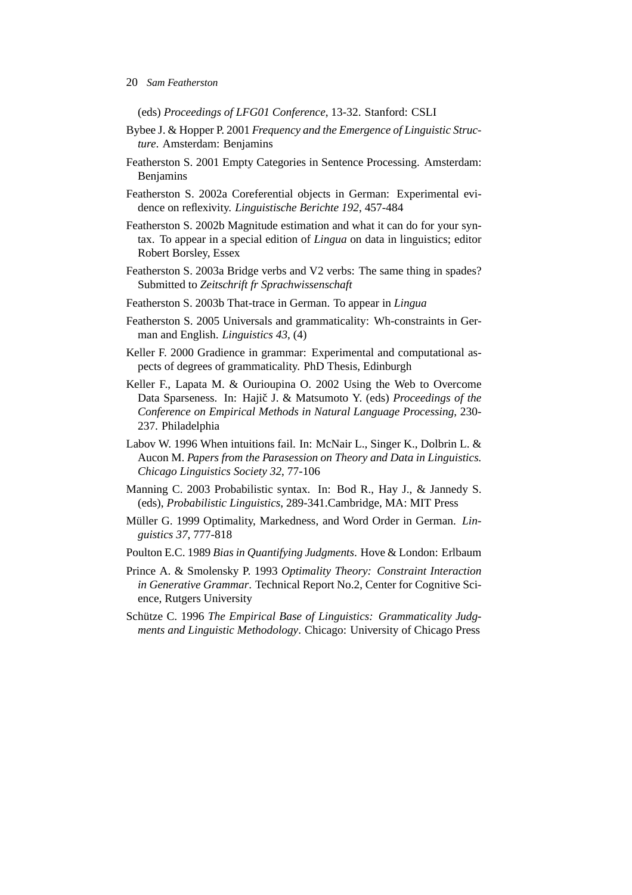(eds) *Proceedings of LFG01 Conference*, 13-32. Stanford: CSLI

Bybee J. & Hopper P. 2001 *Frequency and the Emergence of Linguistic Structure*. Amsterdam: Benjamins

Featherston S. 2001 Empty Categories in Sentence Processing. Amsterdam: Benjamins

Featherston S. 2002a Coreferential objects in German: Experimental evidence on reflexivity. *Linguistische Berichte 192*, 457-484

Featherston S. 2002b Magnitude estimation and what it can do for your syntax. To appear in a special edition of *Lingua* on data in linguistics; editor Robert Borsley, Essex

Featherston S. 2003a Bridge verbs and V2 verbs: The same thing in spades? Submitted to *Zeitschrift fr Sprachwissenschaft*

Featherston S. 2003b That-trace in German. To appear in *Lingua*

Featherston S. 2005 Universals and grammaticality: Wh-constraints in German and English. *Linguistics 43*, (4)

Keller F. 2000 Gradience in grammar: Experimental and computational aspects of degrees of grammaticality. PhD Thesis, Edinburgh

Keller F., Lapata M. & Ourioupina O. 2002 Using the Web to Overcome Data Sparseness. In: Hajič J. & Matsumoto Y. (eds) *Proceedings of the Conference on Empirical Methods in Natural Language Processing*, 230-237. Philadelphia

Labov W. 1996 When intuitions fail. In: McNair L., Singer K., Dolbrin L. & Aucon M. *Papers from the Parasession on Theory and Data in Linguistics. Chicago Linguistics Society 32*, 77-106

Manning C. 2003 Probabilistic syntax. In: Bod R., Hay J., & Jannedy S. (eds), *Probabilistic Linguistics*, 289-341.Cambridge, MA: MIT Press

Müller G. 1999 Optimality, Markedness, and Word Order in German. *Linguistics 37*, 777-818

Poulton E.C. 1989 *Bias in Quantifying Judgments*. Hove & London: Erlbaum

Prince A. & Smolensky P. 1993 *Optimality Theory: Constraint Interaction in Generative Grammar*. Technical Report No.2, Center for Cognitive Science, Rutgers University

Schütze C. 1996 *The Empirical Base of Linguistics: Grammaticality Judgments and Linguistic Methodology*. Chicago: University of Chicago Press